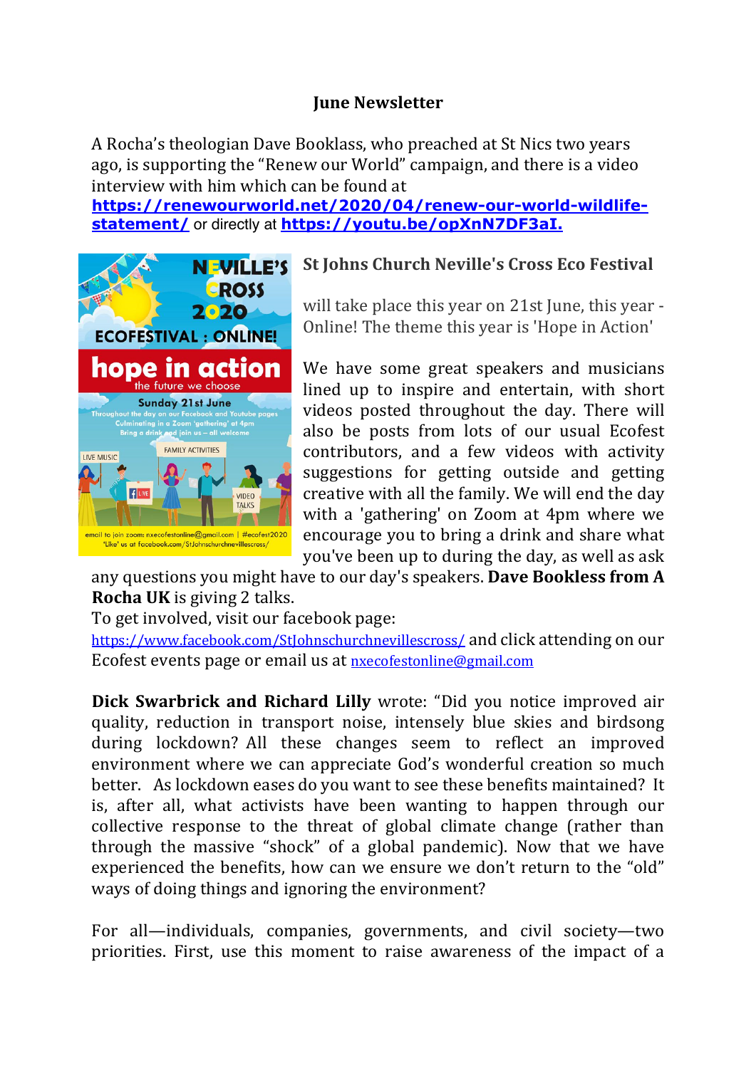**June Newsletter**

A Rocha's theologian Dave Booklass, who preached at St Nics two years ago, is supporting the "Renew our World" campaign, and there is a video interview with him which can be found at **https://renewourworld.net/2020/04/renew-our-world-wildlife-statement/** or directly at **https://youtu.be/opXnN7DF3aI.**

**St Johns Church Neville's Cross Eco Festival**

will take place this year on 21st June, this year - Online! The theme this year is 'Hope in Action'

We have some great speakers and musicians lined up to inspire and entertain, with short videos posted throughout the day. There will also be posts from lots of our usual Ecofest contributors, and a few videos with activity suggestions for getting outside and getting creative with all the family. We will end the day with a 'gathering' on Zoom at 4pm where we encourage you to bring a drink and share what you've been up to during the day, as well as ask any questions you might have to our day's speakers. **Dave Bookless from A Rocha UK** is giving 2 talks.

To get involved, visit our facebook page: https://www.facebook.com/StJohnschurchnevillescross/ and click attending on our Ecofest events page or email us at nxecofestonline@gmail.com

**Dick Swarbrick and Richard Lilly** wrote: "Did you notice improved air quality, reduction in transport noise, intensely blue skies and birdsong during lockdown? All these changes seem to reflect an improved environment where we can appreciate God's wonderful creation so much better. As lockdown eases do you want to see these benefits maintained? It is, after all, what activists have been wanting to happen through our collective response to the threat of global climate change (rather than through the massive "shock" of a global pandemic). Now that we have experienced the benefits, how can we ensure we don't return to the "old" ways of doing things and ignoring the environment?

For all—individuals, companies, governments, and civil society—two priorities. First, use this moment to raise awareness of the impact of a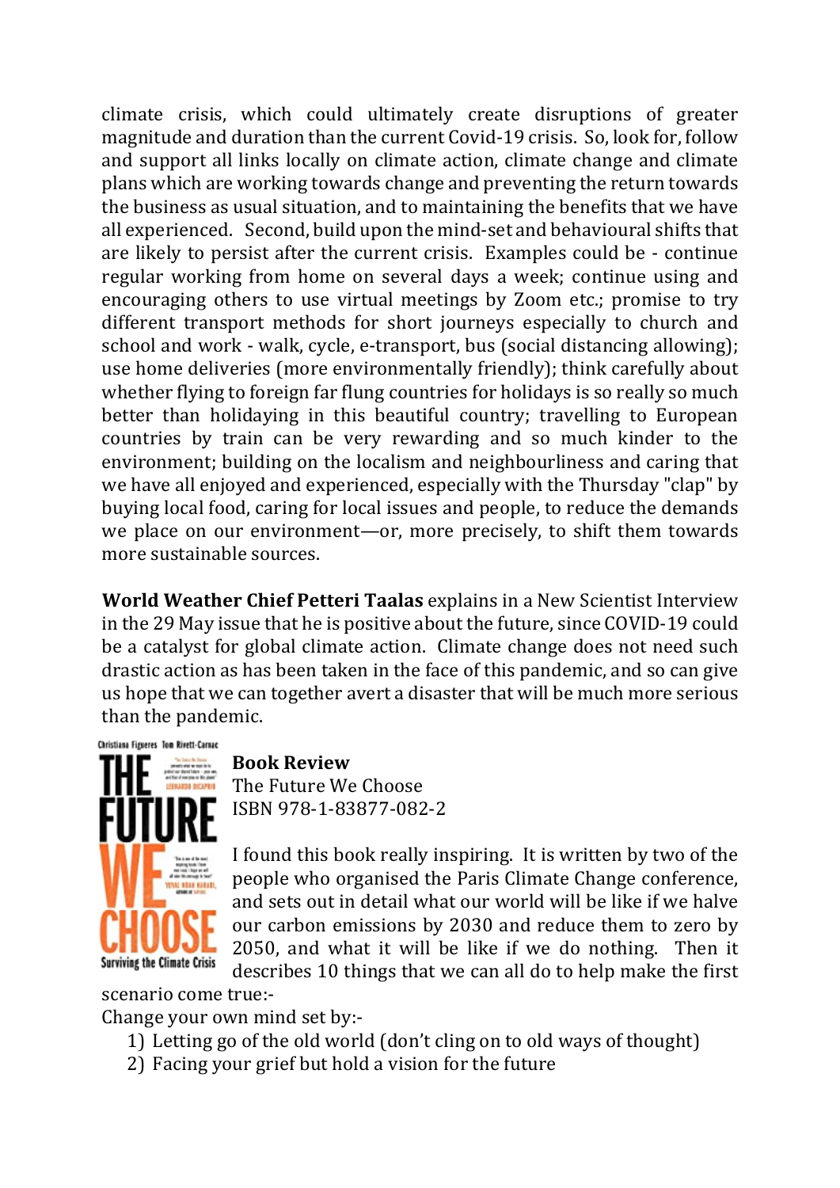climate crisis, which could ultimately create disruptions of greater magnitude and duration than the current Covid-19 crisis. So, look for, follow and support all links locally on climate action, climate change and climate plans which are working towards change and preventing the return towards the business as usual situation, and to maintaining the benefits that we have all experienced. Second, build upon the mind-set and behavioural shifts that are likely to persist after the current crisis. Examples could be - continue regular working from home on several days a week; continue using and encouraging others to use virtual meetings by Zoom etc.; promise to try different transport methods for short journeys especially to church and school and work - walk, cycle, e-transport, bus (social distancing allowing); use home deliveries (more environmentally friendly); think carefully about whether flying to foreign far flung countries for holidays is so really so much better than holidaying in this beautiful country; travelling to European countries by train can be very rewarding and so much kinder to the environment; building on the localism and neighbourliness and caring that we have all enjoyed and experienced, especially with the Thursday "clap" by buying local food, caring for local issues and people, to reduce the demands we place on our environment—or, more precisely, to shift them towards more sustainable sources.

**World Weather Chief Petteri Taalas** explains in a New Scientist Interview in the 29 May issue that he is positive about the future, since COVID-19 could be a catalyst for global climate action. Climate change does not need such drastic action as has been taken in the face of this pandemic, and so can give us hope that we can together avert a disaster that will be much more serious than the pandemic.

**Book Review**
The Future We Choose
ISBN 978-1-83877-082-2

I found this book really inspiring. It is written by two of the people who organised the Paris Climate Change conference, and sets out in detail what our world will be like if we halve our carbon emissions by 2030 and reduce them to zero by 2050, and what it will be like if we do nothing. Then it describes 10 things that we can all do to help make the first scenario come true:-

Change your own mind set by:-

1) Letting go of the old world (don't cling on to old ways of thought)
2) Facing your grief but hold a vision for the future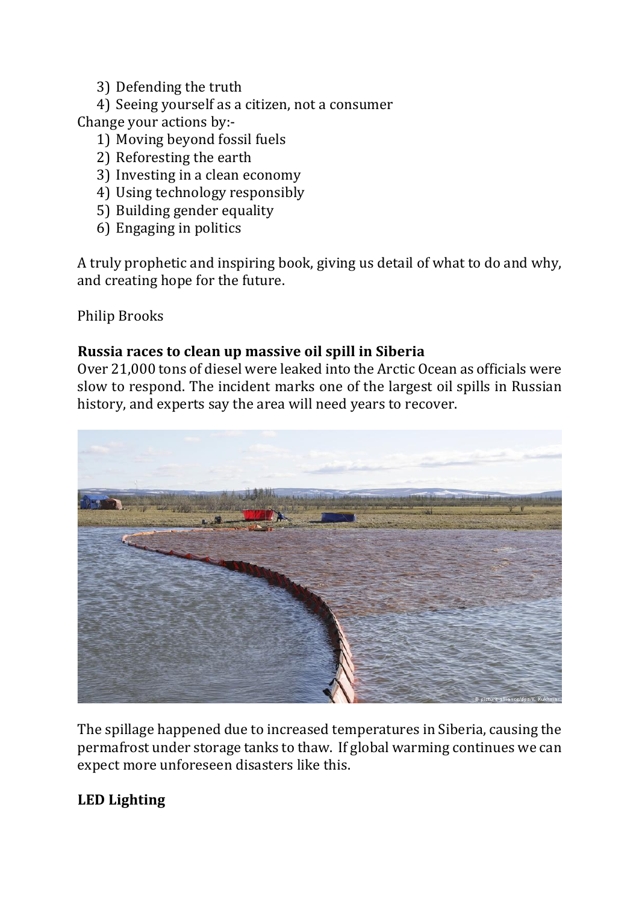3) Defending the truth
4) Seeing yourself as a citizen, not a consumer

Change your actions by:-

1) Moving beyond fossil fuels
2) Reforesting the earth
3) Investing in a clean economy
4) Using technology responsibly
5) Building gender equality
6) Engaging in politics

A truly prophetic and inspiring book, giving us detail of what to do and why, and creating hope for the future.

Philip Brooks

**Russia races to clean up massive oil spill in Siberia**

Over 21,000 tons of diesel were leaked into the Arctic Ocean as officials were slow to respond. The incident marks one of the largest oil spills in Russian history, and experts say the area will need years to recover.

The spillage happened due to increased temperatures in Siberia, causing the permafrost under storage tanks to thaw. If global warming continues we can expect more unforeseen disasters like this.

**LED Lighting**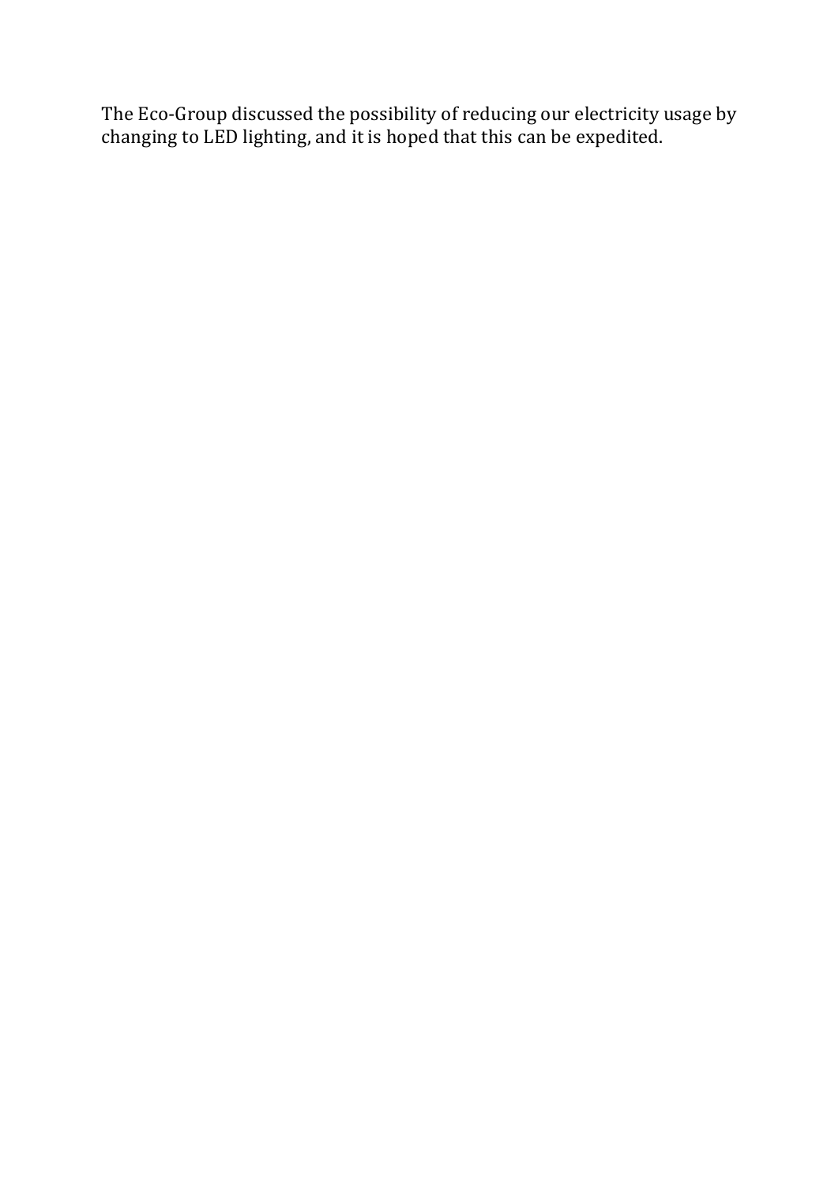The Eco-Group discussed the possibility of reducing our electricity usage by changing to LED lighting, and it is hoped that this can be expedited.